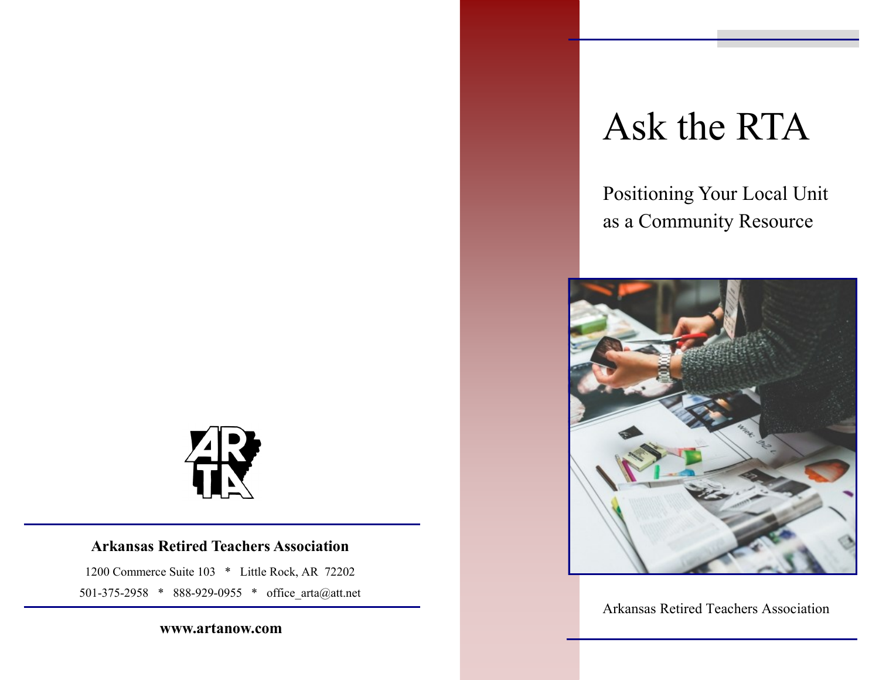**Arkansas Retired Teachers Association**

1200 Commerce Suite 103 * Little Rock, AR 72202

501-375-2958 * 888-929-0955 * office_arta@att.net

**www.artanow.com**

# Ask the RTA

## Positioning Your Local Unit as a Community Resource

Arkansas Retired Teachers Association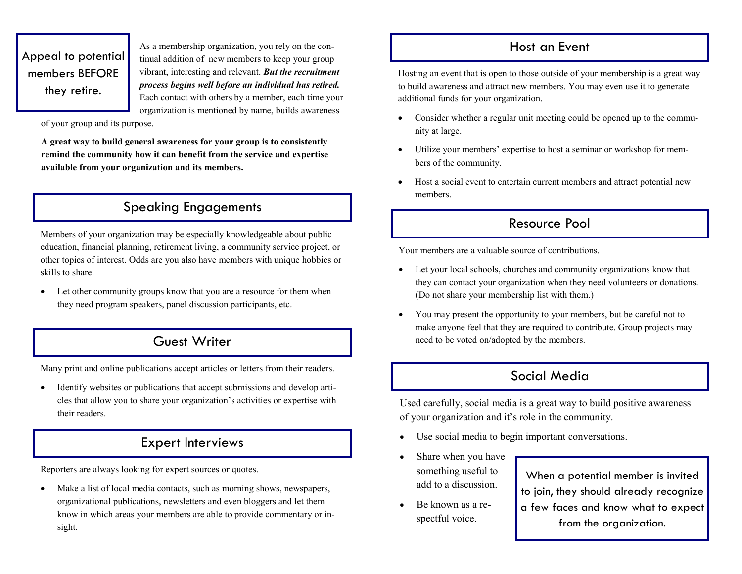**Appeal to potential members BEFORE they retire.**

As a membership organization, you rely on the continual addition of new members to keep your group vibrant, interesting and relevant. ***But the recruitment process begins well before an individual has retired.*** Each contact with others by a member, each time your organization is mentioned by name, builds awareness of your group and its purpose.

**A great way to build general awareness for your group is to consistently remind the community how it can benefit from the service and expertise available from your organization and its members.**

## Speaking Engagements

Members of your organization may be especially knowledgeable about public education, financial planning, retirement living, a community service project, or other topics of interest. Odds are you also have members with unique hobbies or skills to share.

- Let other community groups know that you are a resource for them when they need program speakers, panel discussion participants, etc.

## Guest Writer

Many print and online publications accept articles or letters from their readers.

- Identify websites or publications that accept submissions and develop articles that allow you to share your organization's activities or expertise with their readers.

## Expert Interviews

Reporters are always looking for expert sources or quotes.

- Make a list of local media contacts, such as morning shows, newspapers, organizational publications, newsletters and even bloggers and let them know in which areas your members are able to provide commentary or insight.

## Host an Event

Hosting an event that is open to those outside of your membership is a great way to build awareness and attract new members. You may even use it to generate additional funds for your organization.

- Consider whether a regular unit meeting could be opened up to the community at large.
- Utilize your members' expertise to host a seminar or workshop for members of the community.
- Host a social event to entertain current members and attract potential new members.

## Resource Pool

Your members are a valuable source of contributions.

- Let your local schools, churches and community organizations know that they can contact your organization when they need volunteers or donations. (Do not share your membership list with them.)
- You may present the opportunity to your members, but be careful not to make anyone feel that they are required to contribute. Group projects may need to be voted on/adopted by the members.

## Social Media

Used carefully, social media is a great way to build positive awareness of your organization and it's role in the community.

- Use social media to begin important conversations.
- Share when you have something useful to add to a discussion.
- Be known as a respectful voice.

**When a potential member is invited to join, they should already recognize a few faces and know what to expect from the organization.**